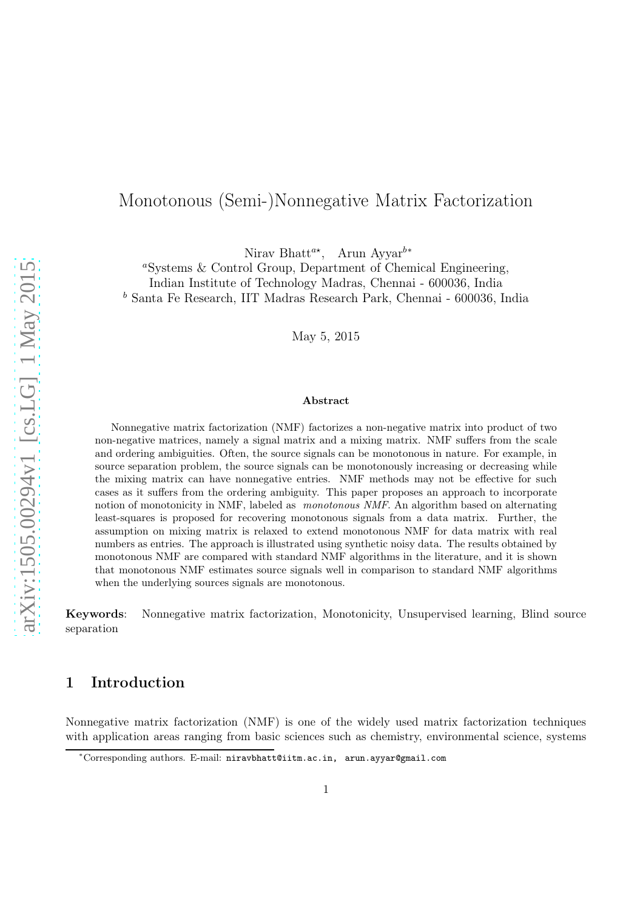# Monotonous (Semi-)Nonnegative Matrix Factorization

Nirav Bhatt[a⋆], Arun Ayyar[b∗]

[a]Systems & Control Group, Department of Chemical Engineering, Indian Institute of Technology Madras, Chennai - 600036, India

[b] Santa Fe Research, IIT Madras Research Park, Chennai - 600036, India

May 5, 2015

### Abstract

Nonnegative matrix factorization (NMF) factorizes a non-negative matrix into product of two non-negative matrices, namely a signal matrix and a mixing matrix. NMF suffers from the scale and ordering ambiguities. Often, the source signals can be monotonous in nature. For example, in source separation problem, the source signals can be monotonously increasing or decreasing while the mixing matrix can have nonnegative entries. NMF methods may not be effective for such cases as it suffers from the ordering ambiguity. This paper proposes an approach to incorporate notion of monotonicity in NMF, labeled as *monotonous NMF*. An algorithm based on alternating least-squares is proposed for recovering monotonous signals from a data matrix. Further, the assumption on mixing matrix is relaxed to extend monotonous NMF for data matrix with real numbers as entries. The approach is illustrated using synthetic noisy data. The results obtained by monotonous NMF are compared with standard NMF algorithms in the literature, and it is shown that monotonous NMF estimates source signals well in comparison to standard NMF algorithms when the underlying sources signals are monotonous.

**Keywords**: Nonnegative matrix factorization, Monotonicity, Unsupervised learning, Blind source separation

## 1 Introduction

Nonnegative matrix factorization (NMF) is one of the widely used matrix factorization techniques with application areas ranging from basic sciences such as chemistry, environmental science, systems

∗Corresponding authors. E-mail: niravbhatt@iitm.ac.in, arun.ayyar@gmail.com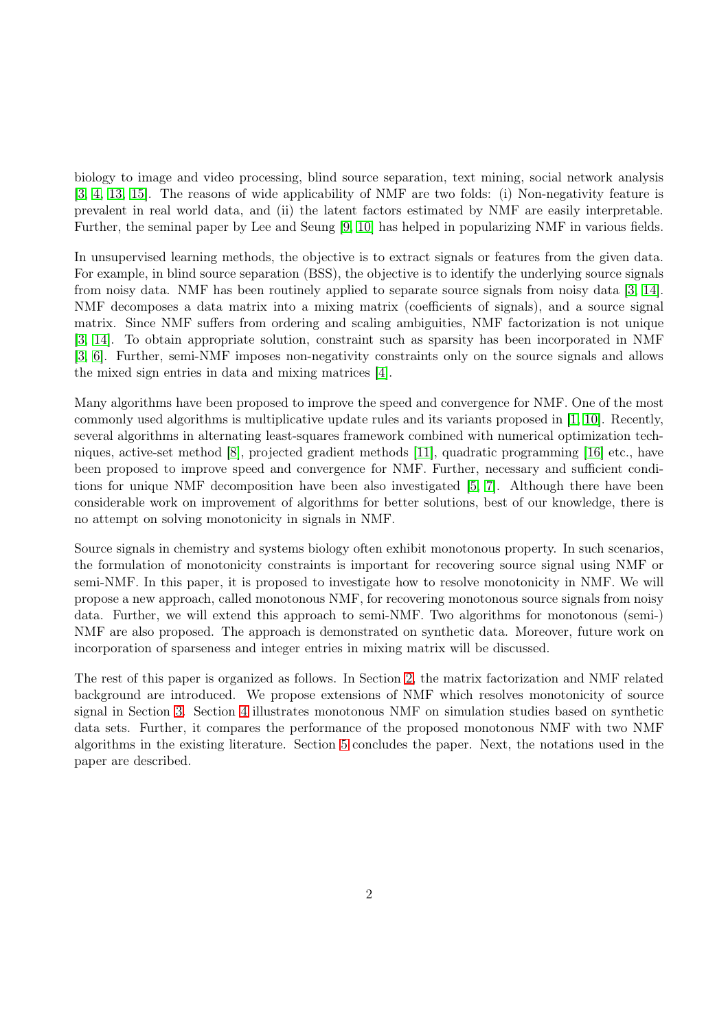biology to image and video processing, blind source separation, text mining, social network analysis [3, 4, 13, 15]. The reasons of wide applicability of NMF are two folds: (i) Non-negativity feature is prevalent in real world data, and (ii) the latent factors estimated by NMF are easily interpretable. Further, the seminal paper by Lee and Seung [9, 10] has helped in popularizing NMF in various fields.

In unsupervised learning methods, the objective is to extract signals or features from the given data. For example, in blind source separation (BSS), the objective is to identify the underlying source signals from noisy data. NMF has been routinely applied to separate source signals from noisy data [3, 14]. NMF decomposes a data matrix into a mixing matrix (coefficients of signals), and a source signal matrix. Since NMF suffers from ordering and scaling ambiguities, NMF factorization is not unique [3, 14]. To obtain appropriate solution, constraint such as sparsity has been incorporated in NMF [3, 6]. Further, semi-NMF imposes non-negativity constraints only on the source signals and allows the mixed sign entries in data and mixing matrices [4].

Many algorithms have been proposed to improve the speed and convergence for NMF. One of the most commonly used algorithms is multiplicative update rules and its variants proposed in [1, 10]. Recently, several algorithms in alternating least-squares framework combined with numerical optimization techniques, active-set method [8], projected gradient methods [11], quadratic programming [16] etc., have been proposed to improve speed and convergence for NMF. Further, necessary and sufficient conditions for unique NMF decomposition have been also investigated [5, 7]. Although there have been considerable work on improvement of algorithms for better solutions, best of our knowledge, there is no attempt on solving monotonicity in signals in NMF.

Source signals in chemistry and systems biology often exhibit monotonous property. In such scenarios, the formulation of monotonicity constraints is important for recovering source signal using NMF or semi-NMF. In this paper, it is proposed to investigate how to resolve monotonicity in NMF. We will propose a new approach, called monotonous NMF, for recovering monotonous source signals from noisy data. Further, we will extend this approach to semi-NMF. Two algorithms for monotonous (semi-) NMF are also proposed. The approach is demonstrated on synthetic data. Moreover, future work on incorporation of sparseness and integer entries in mixing matrix will be discussed.

The rest of this paper is organized as follows. In Section 2, the matrix factorization and NMF related background are introduced. We propose extensions of NMF which resolves monotonicity of source signal in Section 3. Section 4 illustrates monotonous NMF on simulation studies based on synthetic data sets. Further, it compares the performance of the proposed monotonous NMF with two NMF algorithms in the existing literature. Section 5 concludes the paper. Next, the notations used in the paper are described.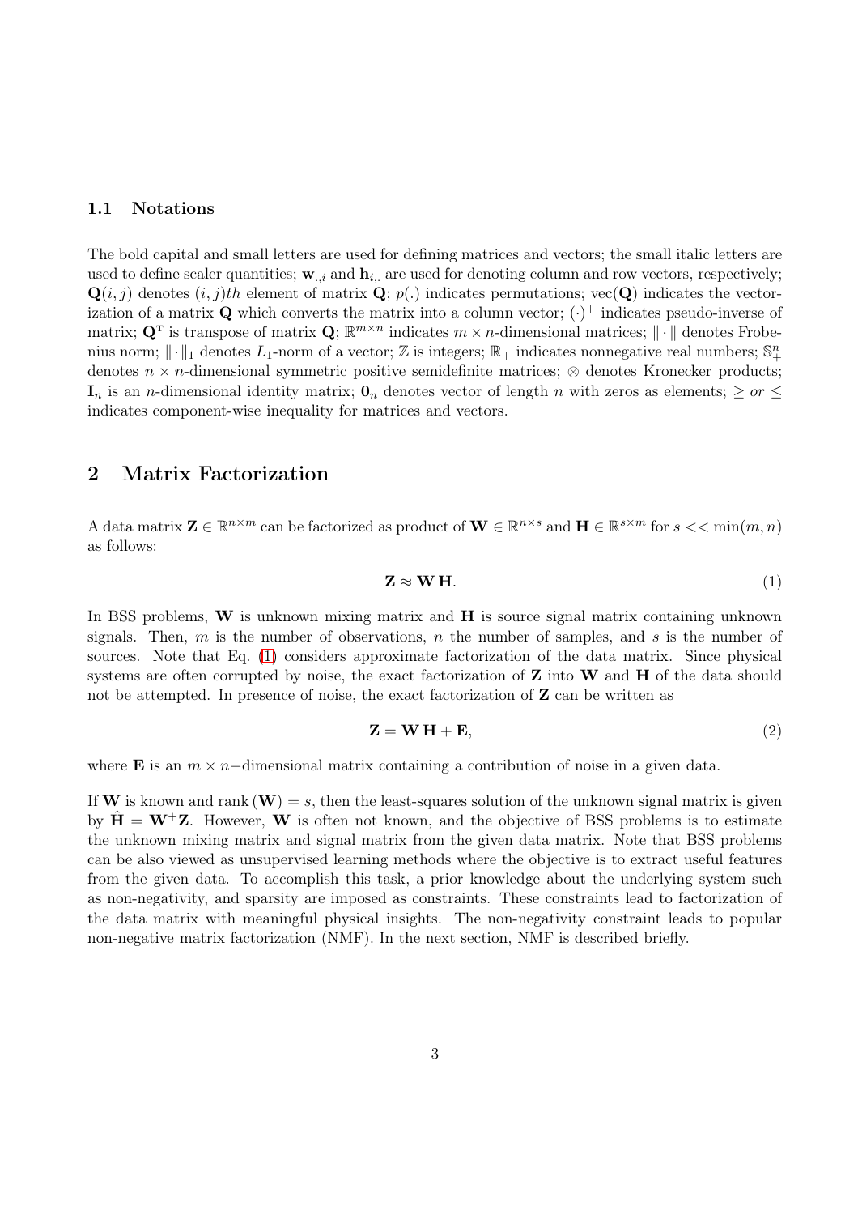### 1.1 Notations

The bold capital and small letters are used for defining matrices and vectors; the small italic letters are used to define scaler quantities; $\mathbf{w}_{.,i}$ and $\mathbf{h}_{i,.}$ are used for denoting column and row vectors, respectively; $\mathbf{Q}(i,j)$ denotes $(i,j)th$ element of matrix $\mathbf{Q}$; $p(.)$ indicates permutations; $\text{vec}(\mathbf{Q})$ indicates the vectorization of a matrix $\mathbf{Q}$ which converts the matrix into a column vector; $(\cdot)^{+}$ indicates pseudo-inverse of matrix; $\mathbf{Q}^{\mathrm{T}}$ is transpose of matrix $\mathbf{Q}$; $\mathbb{R}^{m\times n}$ indicates $m\times n$-dimensional matrices; $\|\cdot\|$ denotes Frobenius norm; $\|\cdot\|_1$ denotes $L_1$-norm of a vector; $\mathbb{Z}$ is integers; $\mathbb{R}_+$ indicates nonnegative real numbers; $\mathbb{S}_+^n$ denotes $n\times n$-dimensional symmetric positive semidefinite matrices; $\otimes$ denotes Kronecker products; $\mathbf{I}_n$ is an $n$-dimensional identity matrix; $\mathbf{0}_n$ denotes vector of length $n$ with zeros as elements; $\geq$ *or* $\leq$ indicates component-wise inequality for matrices and vectors.

## 2 Matrix Factorization

A data matrix $\mathbf{Z}\in\mathbb{R}^{n\times m}$ can be factorized as product of $\mathbf{W}\in\mathbb{R}^{n\times s}$ and $\mathbf{H}\in\mathbb{R}^{s\times m}$ for $s << \min(m,n)$ as follows:

$$\mathbf{Z}\approx\mathbf{W}\,\mathbf{H}. \tag{1}$$

In BSS problems, $\mathbf{W}$ is unknown mixing matrix and $\mathbf{H}$ is source signal matrix containing unknown signals. Then, $m$ is the number of observations, $n$ the number of samples, and $s$ is the number of sources. Note that Eq. (1) considers approximate factorization of the data matrix. Since physical systems are often corrupted by noise, the exact factorization of $\mathbf{Z}$ into $\mathbf{W}$ and $\mathbf{H}$ of the data should not be attempted. In presence of noise, the exact factorization of $\mathbf{Z}$ can be written as

$$\mathbf{Z}=\mathbf{W}\,\mathbf{H}+\mathbf{E}, \tag{2}$$

where $\mathbf{E}$ is an $m\times n-$dimensional matrix containing a contribution of noise in a given data.

If $\mathbf{W}$ is known and $\text{rank}\,(\mathbf{W})=s$, then the least-squares solution of the unknown signal matrix is given by $\hat{\mathbf{H}}=\mathbf{W}^{+}\mathbf{Z}$. However, $\mathbf{W}$ is often not known, and the objective of BSS problems is to estimate the unknown mixing matrix and signal matrix from the given data matrix. Note that BSS problems can be also viewed as unsupervised learning methods where the objective is to extract useful features from the given data. To accomplish this task, a prior knowledge about the underlying system such as non-negativity, and sparsity are imposed as constraints. These constraints lead to factorization of the data matrix with meaningful physical insights. The non-negativity constraint leads to popular non-negative matrix factorization (NMF). In the next section, NMF is described briefly.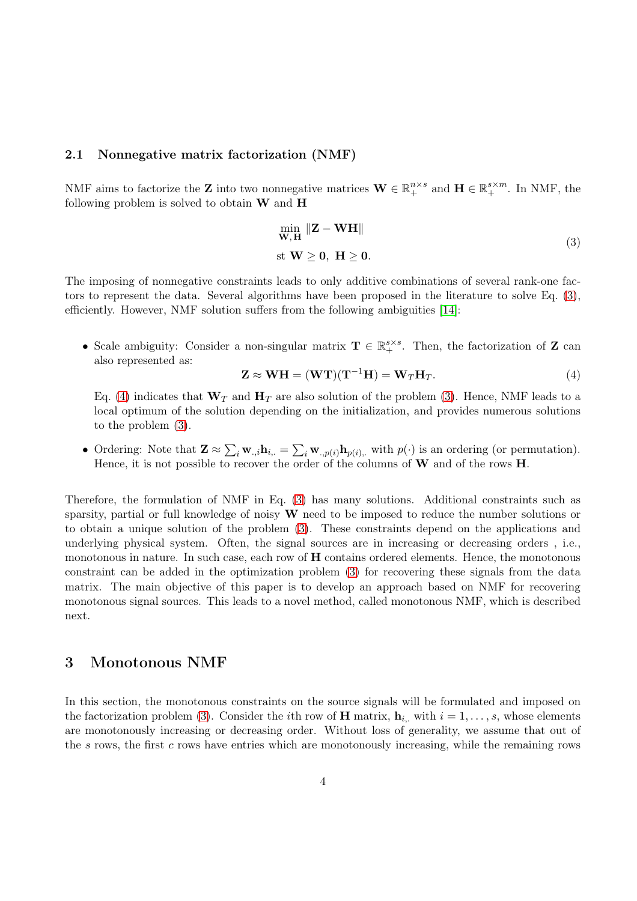### 2.1 Nonnegative matrix factorization (NMF)

NMF aims to factorize the $\mathbf{Z}$ into two nonnegative matrices $\mathbf{W} \in \mathbb{R}_{+}^{n \times s}$ and $\mathbf{H} \in \mathbb{R}_{+}^{s \times m}$. In NMF, the following problem is solved to obtain $\mathbf{W}$ and $\mathbf{H}$

$$
\begin{aligned}
&\min_{\mathbf{W},\mathbf{H}} \|\mathbf{Z} - \mathbf{W}\mathbf{H}\| \\
&\text{st } \mathbf{W} \geq \mathbf{0},\ \mathbf{H} \geq \mathbf{0}.
\end{aligned} \tag{3}
$$

The imposing of nonnegative constraints leads to only additive combinations of several rank-one factors to represent the data. Several algorithms have been proposed in the literature to solve Eq. (3), efficiently. However, NMF solution suffers from the following ambiguities [14]:

- Scale ambiguity: Consider a non-singular matrix $\mathbf{T} \in \mathbb{R}_{+}^{s \times s}$. Then, the factorization of $\mathbf{Z}$ can also represented as:
$$
\mathbf{Z} \approx \mathbf{W}\mathbf{H} = (\mathbf{W}\mathbf{T})(\mathbf{T}^{-1}\mathbf{H}) = \mathbf{W}_T\mathbf{H}_T. \tag{4}
$$
Eq. (4) indicates that $\mathbf{W}_T$ and $\mathbf{H}_T$ are also solution of the problem (3). Hence, NMF leads to a local optimum of the solution depending on the initialization, and provides numerous solutions to the problem (3).

- Ordering: Note that $\mathbf{Z} \approx \sum_i \mathbf{w}_{.,i}\mathbf{h}_{i,.} = \sum_i \mathbf{w}_{.,p(i)}\mathbf{h}_{p(i),.}$ with $p(\cdot)$ is an ordering (or permutation). Hence, it is not possible to recover the order of the columns of $\mathbf{W}$ and of the rows $\mathbf{H}$.

Therefore, the formulation of NMF in Eq. (3) has many solutions. Additional constraints such as sparsity, partial or full knowledge of noisy $\mathbf{W}$ need to be imposed to reduce the number solutions or to obtain a unique solution of the problem (3). These constraints depend on the applications and underlying physical system. Often, the signal sources are in increasing or decreasing orders , i.e., monotonous in nature. In such case, each row of $\mathbf{H}$ contains ordered elements. Hence, the monotonous constraint can be added in the optimization problem (3) for recovering these signals from the data matrix. The main objective of this paper is to develop an approach based on NMF for recovering monotonous signal sources. This leads to a novel method, called monotonous NMF, which is described next.

## 3 Monotonous NMF

In this section, the monotonous constraints on the source signals will be formulated and imposed on the factorization problem (3). Consider the $i$th row of $\mathbf{H}$ matrix, $\mathbf{h}_{i,.}$ with $i = 1, \ldots, s$, whose elements are monotonously increasing or decreasing order. Without loss of generality, we assume that out of the $s$ rows, the first $c$ rows have entries which are monotonously increasing, while the remaining rows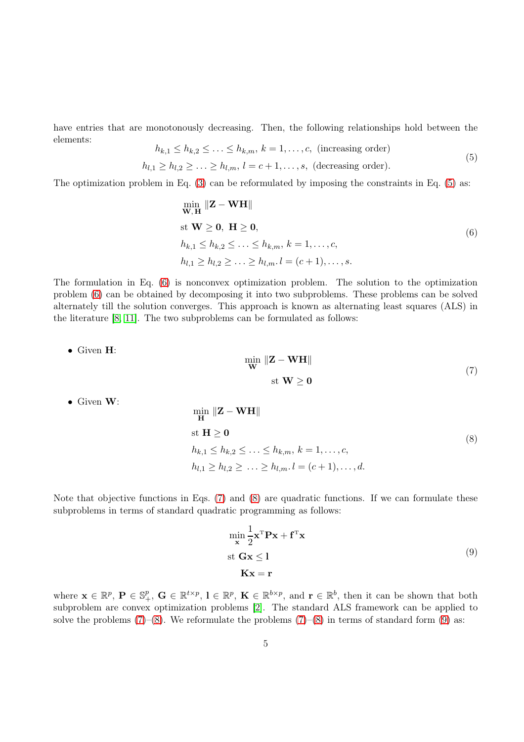have entries that are monotonously decreasing. Then, the following relationships hold between the elements:

$$
\begin{aligned}
h_{k,1} \leq h_{k,2} \leq \ldots \leq h_{k,m},\ k = 1, \ldots, c,\ \text{(increasing order)} \\
h_{l,1} \geq h_{l,2} \geq \ldots \geq h_{l,m},\ l = c+1, \ldots, s,\ \text{(decreasing order)}.
\end{aligned}
\tag{5}
$$

The optimization problem in Eq. (3) can be reformulated by imposing the constraints in Eq. (5) as:

$$
\begin{aligned}
& \min_{\mathbf{W}, \mathbf{H}} \|\mathbf{Z} - \mathbf{W}\mathbf{H}\| \\
& \text{st } \mathbf{W} \geq \mathbf{0},\ \mathbf{H} \geq \mathbf{0}, \\
& h_{k,1} \leq h_{k,2} \leq \ldots \leq h_{k,m},\ k = 1, \ldots, c, \\
& h_{l,1} \geq h_{l,2} \geq \ldots \geq h_{l,m}.\ l = (c+1), \ldots, s.
\end{aligned}
\tag{6}
$$

The formulation in Eq. (6) is nonconvex optimization problem. The solution to the optimization problem (6) can be obtained by decomposing it into two subproblems. These problems can be solved alternately till the solution converges. This approach is known as alternating least squares (ALS) in the literature [8, 11]. The two subproblems can be formulated as follows:

- Given $\mathbf{H}$:

$$
\begin{aligned}
& \min_{\mathbf{W}} \|\mathbf{Z} - \mathbf{W}\mathbf{H}\| \\
& \text{st } \mathbf{W} \geq \mathbf{0}
\end{aligned}
\tag{7}
$$

- Given $\mathbf{W}$:

$$
\begin{aligned}
& \min_{\mathbf{H}} \|\mathbf{Z} - \mathbf{W}\mathbf{H}\| \\
& \text{st } \mathbf{H} \geq \mathbf{0} \\
& h_{k,1} \leq h_{k,2} \leq \ldots \leq h_{k,m},\ k = 1, \ldots, c, \\
& h_{l,1} \geq h_{l,2} \geq \ \ldots \geq h_{l,m}.\ l = (c+1), \ldots, d.
\end{aligned}
\tag{8}
$$

Note that objective functions in Eqs. (7) and (8) are quadratic functions. If we can formulate these subproblems in terms of standard quadratic programming as follows:

$$
\begin{aligned}
& \min_{\mathbf{x}} \frac{1}{2}\mathbf{x}^{\mathrm{T}}\mathbf{P}\mathbf{x} + \mathbf{f}^{\mathrm{T}}\mathbf{x} \\
& \text{st } \mathbf{G}\mathbf{x} \leq \mathbf{l} \\
& \quad \mathbf{K}\mathbf{x} = \mathbf{r}
\end{aligned}
\tag{9}
$$

where $\mathbf{x} \in \mathbb{R}^p$, $\mathbf{P} \in \mathbb{S}_+^p$, $\mathbf{G} \in \mathbb{R}^{t \times p}$, $\mathbf{l} \in \mathbb{R}^p$, $\mathbf{K} \in \mathbb{R}^{b \times p}$, and $\mathbf{r} \in \mathbb{R}^b$, then it can be shown that both subproblem are convex optimization problems [2]. The standard ALS framework can be applied to solve the problems (7)–(8). We reformulate the problems (7)–(8) in terms of standard form (9) as: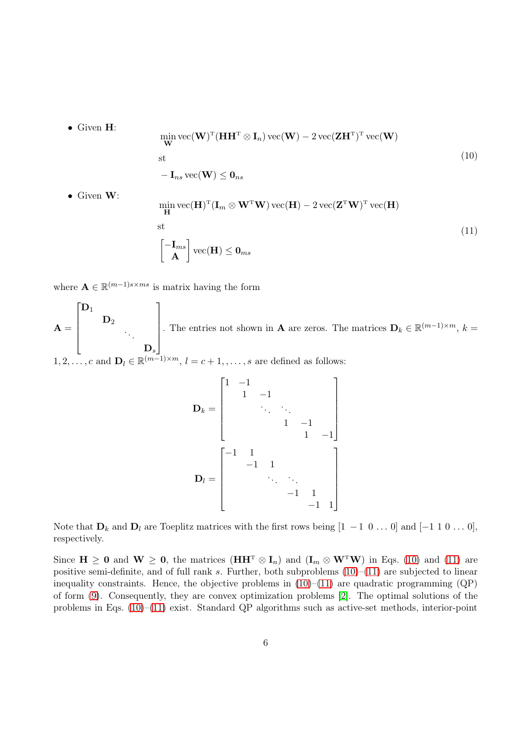- Given $\mathbf{H}$:

$$
\begin{aligned}
&\min_{\mathbf{W}} \operatorname{vec}(\mathbf{W})^{\mathrm{T}}(\mathbf{H}\mathbf{H}^{\mathrm{T}} \otimes \mathbf{I}_n) \operatorname{vec}(\mathbf{W}) - 2 \operatorname{vec}(\mathbf{Z}\mathbf{H}^{\mathrm{T}})^{\mathrm{T}} \operatorname{vec}(\mathbf{W}) \\
&\text{st} \\
&-\mathbf{I}_{ns} \operatorname{vec}(\mathbf{W}) \leq \mathbf{0}_{ns}
\end{aligned}
\tag{10}
$$

- Given $\mathbf{W}$:

$$
\begin{aligned}
&\min_{\mathbf{H}} \operatorname{vec}(\mathbf{H})^{\mathrm{T}}(\mathbf{I}_m \otimes \mathbf{W}^{\mathrm{T}}\mathbf{W}) \operatorname{vec}(\mathbf{H}) - 2 \operatorname{vec}(\mathbf{Z}^{\mathrm{T}}\mathbf{W})^{\mathrm{T}} \operatorname{vec}(\mathbf{H}) \\
&\text{st} \\
&\begin{bmatrix} -\mathbf{I}_{ms} \\ \mathbf{A} \end{bmatrix} \operatorname{vec}(\mathbf{H}) \leq \mathbf{0}_{ms}
\end{aligned}
\tag{11}
$$

where $\mathbf{A} \in \mathbb{R}^{(m-1)s \times ms}$ is matrix having the form

$\mathbf{A} = \begin{bmatrix} \mathbf{D}_1 & & & \\ & \mathbf{D}_2 & & \\ & & \ddots & \\ & & & \mathbf{D}_s \end{bmatrix}$. The entries not shown in $\mathbf{A}$ are zeros. The matrices $\mathbf{D}_k \in \mathbb{R}^{(m-1) \times m}$, $k = 1, 2, \ldots, c$ and $\mathbf{D}_l \in \mathbb{R}^{(m-1) \times m}$, $l = c+1, \ldots, s$ are defined as follows:

$$
\mathbf{D}_k = \begin{bmatrix} 1 & -1 & & & & \\ & 1 & -1 & & & \\ & & \ddots & \ddots & & \\ & & & 1 & -1 & \\ & & & & 1 & -1 \end{bmatrix}
$$

$$
\mathbf{D}_l = \begin{bmatrix} -1 & 1 & & & & \\ & -1 & 1 & & & \\ & & \ddots & \ddots & & \\ & & & -1 & 1 & \\ & & & & -1 & 1 \end{bmatrix}
$$

Note that $\mathbf{D}_k$ and $\mathbf{D}_l$ are Toeplitz matrices with the first rows being $[1\ -1\ 0 \ldots 0]$ and $[-1\ 1\ 0 \ldots 0]$, respectively.

Since $\mathbf{H} \geq \mathbf{0}$ and $\mathbf{W} \geq \mathbf{0}$, the matrices $(\mathbf{H}\mathbf{H}^{\mathrm{T}} \otimes \mathbf{I}_n)$ and $(\mathbf{I}_m \otimes \mathbf{W}^{\mathrm{T}}\mathbf{W})$ in Eqs. (10) and (11) are positive semi-definite, and of full rank $s$. Further, both subproblems (10)–(11) are subjected to linear inequality constraints. Hence, the objective problems in (10)–(11) are quadratic programming (QP) of form (9). Consequently, they are convex optimization problems [2]. The optimal solutions of the problems in Eqs. (10)–(11) exist. Standard QP algorithms such as active-set methods, interior-point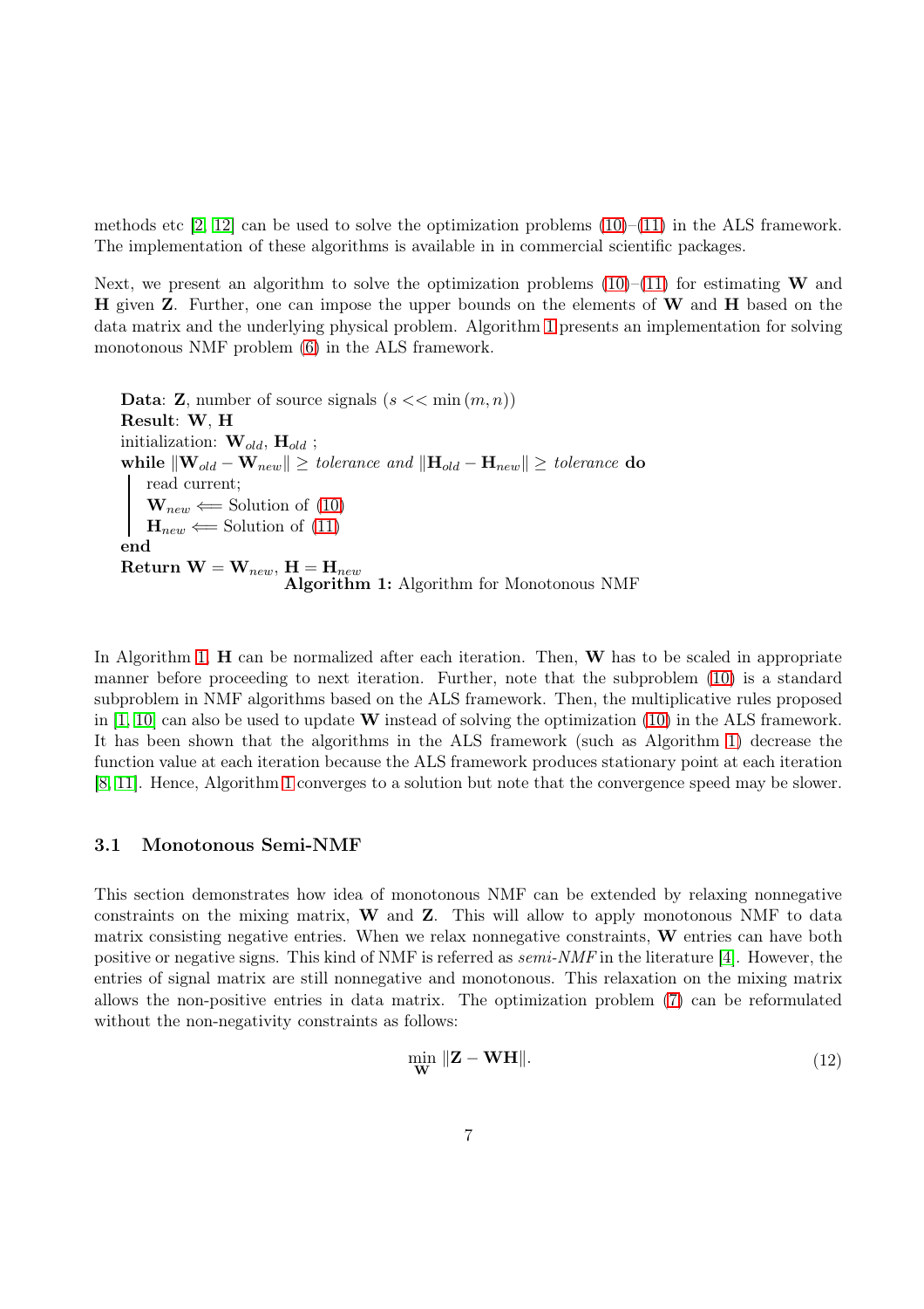methods etc [2, 12] can be used to solve the optimization problems (10)–(11) in the ALS framework. The implementation of these algorithms is available in in commercial scientific packages.

Next, we present an algorithm to solve the optimization problems (10)–(11) for estimating $\mathbf{W}$ and $\mathbf{H}$ given $\mathbf{Z}$. Further, one can impose the upper bounds on the elements of $\mathbf{W}$ and $\mathbf{H}$ based on the data matrix and the underlying physical problem. Algorithm 1 presents an implementation for solving monotonous NMF problem (6) in the ALS framework.

```
Data: Z, number of source signals (s << min(m, n))
Result: W, H
initialization: W_old, H_old ;
while ||W_old − W_new|| ≥ tolerance and ||H_old − H_new|| ≥ tolerance do
    read current;
    W_new ⟸ Solution of (10)
    H_new ⟸ Solution of (11)
end
Return W = W_new, H = H_new
```

**Algorithm 1:** Algorithm for Monotonous NMF

In Algorithm 1, $\mathbf{H}$ can be normalized after each iteration. Then, $\mathbf{W}$ has to be scaled in appropriate manner before proceeding to next iteration. Further, note that the subproblem (10) is a standard subproblem in NMF algorithms based on the ALS framework. Then, the multiplicative rules proposed in [1, 10] can also be used to update $\mathbf{W}$ instead of solving the optimization (10) in the ALS framework. It has been shown that the algorithms in the ALS framework (such as Algorithm 1) decrease the function value at each iteration because the ALS framework produces stationary point at each iteration [8, 11]. Hence, Algorithm 1 converges to a solution but note that the convergence speed may be slower.

### 3.1 Monotonous Semi-NMF

This section demonstrates how idea of monotonous NMF can be extended by relaxing nonnegative constraints on the mixing matrix, $\mathbf{W}$ and $\mathbf{Z}$. This will allow to apply monotonous NMF to data matrix consisting negative entries. When we relax nonnegative constraints, $\mathbf{W}$ entries can have both positive or negative signs. This kind of NMF is referred as *semi-NMF* in the literature [4]. However, the entries of signal matrix are still nonnegative and monotonous. This relaxation on the mixing matrix allows the non-positive entries in data matrix. The optimization problem (7) can be reformulated without the non-negativity constraints as follows:

$$\min_{\mathbf{W}} \|\mathbf{Z} - \mathbf{W}\mathbf{H}\|. \tag{12}$$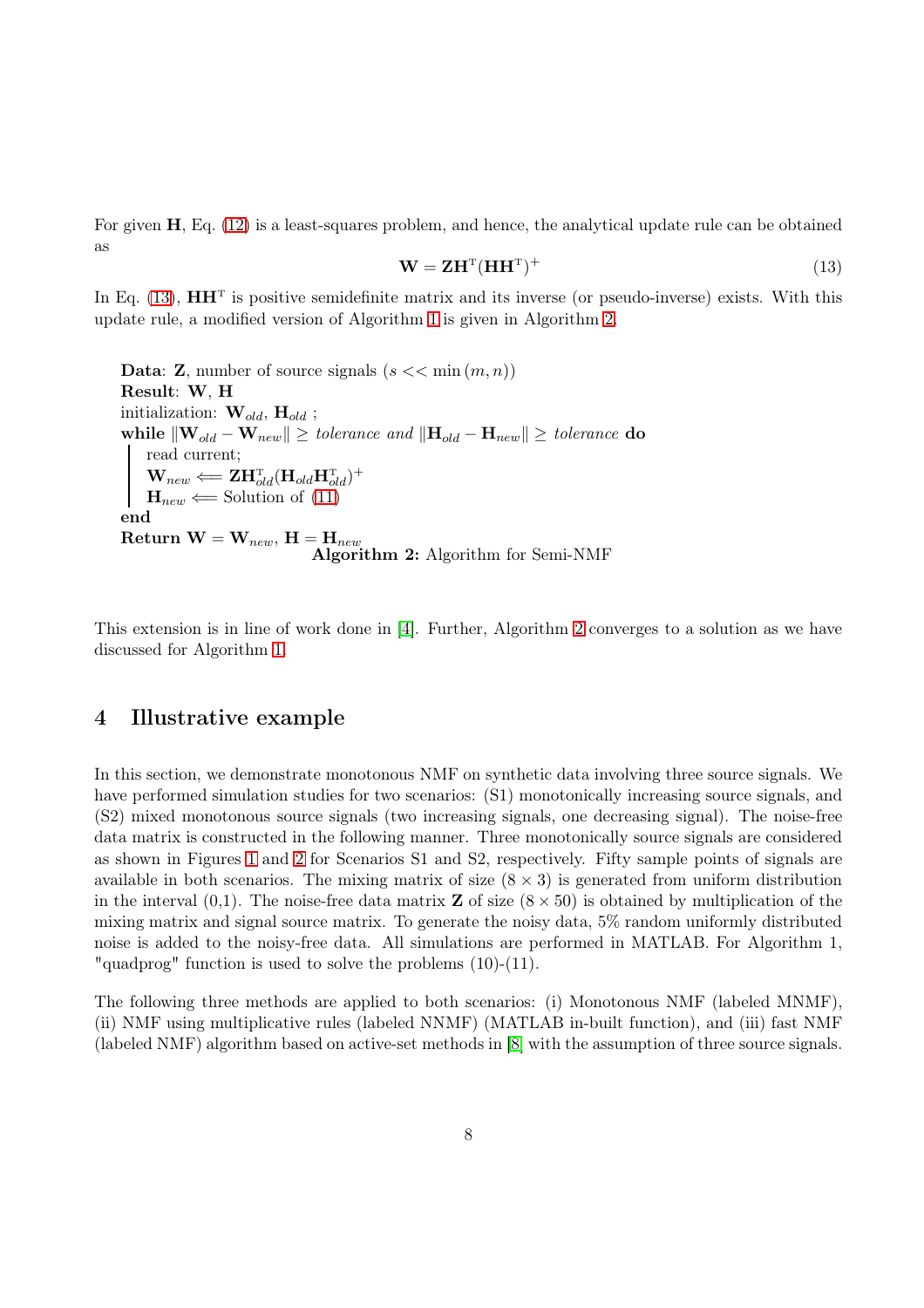For given $\mathbf{H}$, Eq. (12) is a least-squares problem, and hence, the analytical update rule can be obtained as

$$\mathbf{W} = \mathbf{Z}\mathbf{H}^{\mathrm{T}}(\mathbf{H}\mathbf{H}^{\mathrm{T}})^{+} \tag{13}$$

In Eq. (13), $\mathbf{H}\mathbf{H}^{\mathrm{T}}$ is positive semidefinite matrix and its inverse (or pseudo-inverse) exists. With this update rule, a modified version of Algorithm 1 is given in Algorithm 2.

**Data**: $\mathbf{Z}$, number of source signals ($s << \min{(m,n)}$)
**Result**: $\mathbf{W}$, $\mathbf{H}$
initialization: $\mathbf{W}_{old}$, $\mathbf{H}_{old}$ ;
**while** $\|\mathbf{W}_{old} - \mathbf{W}_{new}\| \geq$ *tolerance and* $\|\mathbf{H}_{old} - \mathbf{H}_{new}\| \geq$ *tolerance* **do**
  read current;
  $\mathbf{W}_{new} \Longleftarrow \mathbf{Z}\mathbf{H}_{old}^{\mathrm{T}}(\mathbf{H}_{old}\mathbf{H}_{old}^{\mathrm{T}})^{+}$
  $\mathbf{H}_{new} \Longleftarrow$ Solution of (11)
**end**
**Return** $\mathbf{W} = \mathbf{W}_{new}$, $\mathbf{H} = \mathbf{H}_{new}$

**Algorithm 2:** Algorithm for Semi-NMF

This extension is in line of work done in [4]. Further, Algorithm 2 converges to a solution as we have discussed for Algorithm 1.

## 4 Illustrative example

In this section, we demonstrate monotonous NMF on synthetic data involving three source signals. We have performed simulation studies for two scenarios: (S1) monotonically increasing source signals, and (S2) mixed monotonous source signals (two increasing signals, one decreasing signal). The noise-free data matrix is constructed in the following manner. Three monotonically source signals are considered as shown in Figures 1 and 2 for Scenarios S1 and S2, respectively. Fifty sample points of signals are available in both scenarios. The mixing matrix of size $(8 \times 3)$ is generated from uniform distribution in the interval (0,1). The noise-free data matrix $\mathbf{Z}$ of size $(8 \times 50)$ is obtained by multiplication of the mixing matrix and signal source matrix. To generate the noisy data, 5% random uniformly distributed noise is added to the noisy-free data. All simulations are performed in MATLAB. For Algorithm 1, "quadprog" function is used to solve the problems (10)-(11).

The following three methods are applied to both scenarios: (i) Monotonous NMF (labeled MNMF), (ii) NMF using multiplicative rules (labeled NNMF) (MATLAB in-built function), and (iii) fast NMF (labeled NMF) algorithm based on active-set methods in [8] with the assumption of three source signals.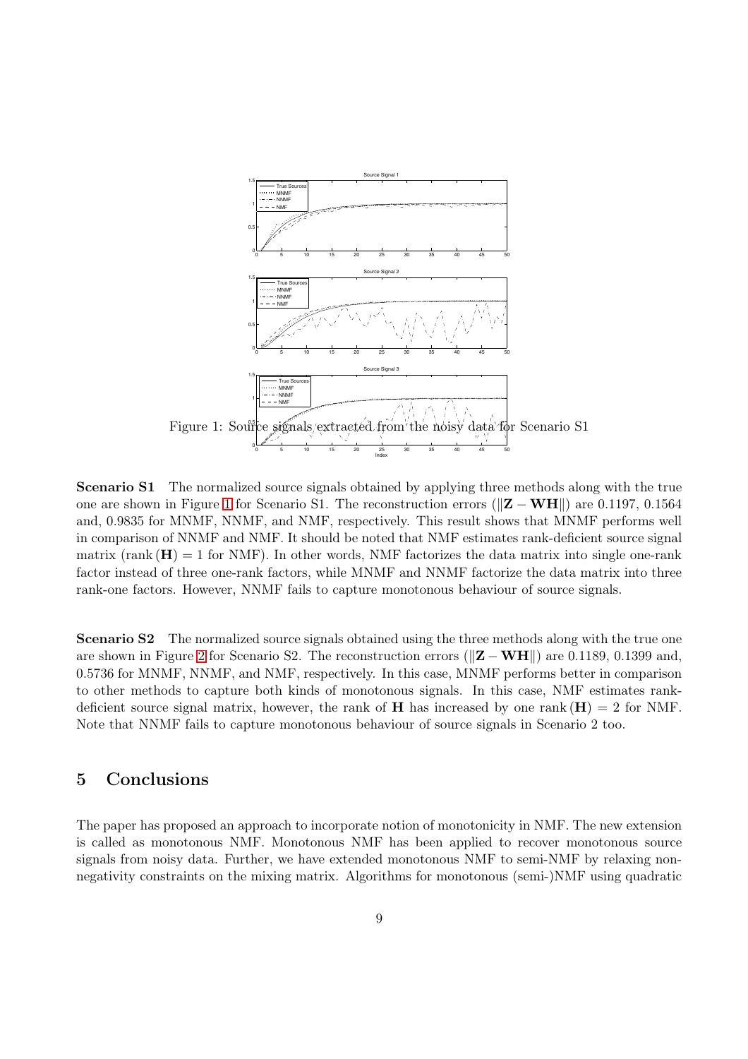Figure 1: Source signals extracted from the noisy data for Scenario S1

**Scenario S1** The normalized source signals obtained by applying three methods along with the true one are shown in Figure 1 for Scenario S1. The reconstruction errors ($\|\mathbf{Z} - \mathbf{WH}\|$) are 0.1197, 0.1564 and, 0.9835 for MNMF, NNMF, and NMF, respectively. This result shows that MNMF performs well in comparison of NNMF and NMF. It should be noted that NMF estimates rank-deficient source signal matrix ($\text{rank}(\mathbf{H}) = 1$ for NMF). In other words, NMF factorizes the data matrix into single one-rank factor instead of three one-rank factors, while MNMF and NNMF factorize the data matrix into three rank-one factors. However, NNMF fails to capture monotonous behaviour of source signals.

**Scenario S2** The normalized source signals obtained using the three methods along with the true one are shown in Figure 2 for Scenario S2. The reconstruction errors ($\|\mathbf{Z} - \mathbf{WH}\|$) are 0.1189, 0.1399 and, 0.5736 for MNMF, NNMF, and NMF, respectively. In this case, MNMF performs better in comparison to other methods to capture both kinds of monotonous signals. In this case, NMF estimates rank-deficient source signal matrix, however, the rank of $\mathbf{H}$ has increased by one $\text{rank}(\mathbf{H}) = 2$ for NMF. Note that NNMF fails to capture monotonous behaviour of source signals in Scenario 2 too.

## 5 Conclusions

The paper has proposed an approach to incorporate notion of monotonicity in NMF. The new extension is called as monotonous NMF. Monotonous NMF has been applied to recover monotonous source signals from noisy data. Further, we have extended monotonous NMF to semi-NMF by relaxing non-negativity constraints on the mixing matrix. Algorithms for monotonous (semi-)NMF using quadratic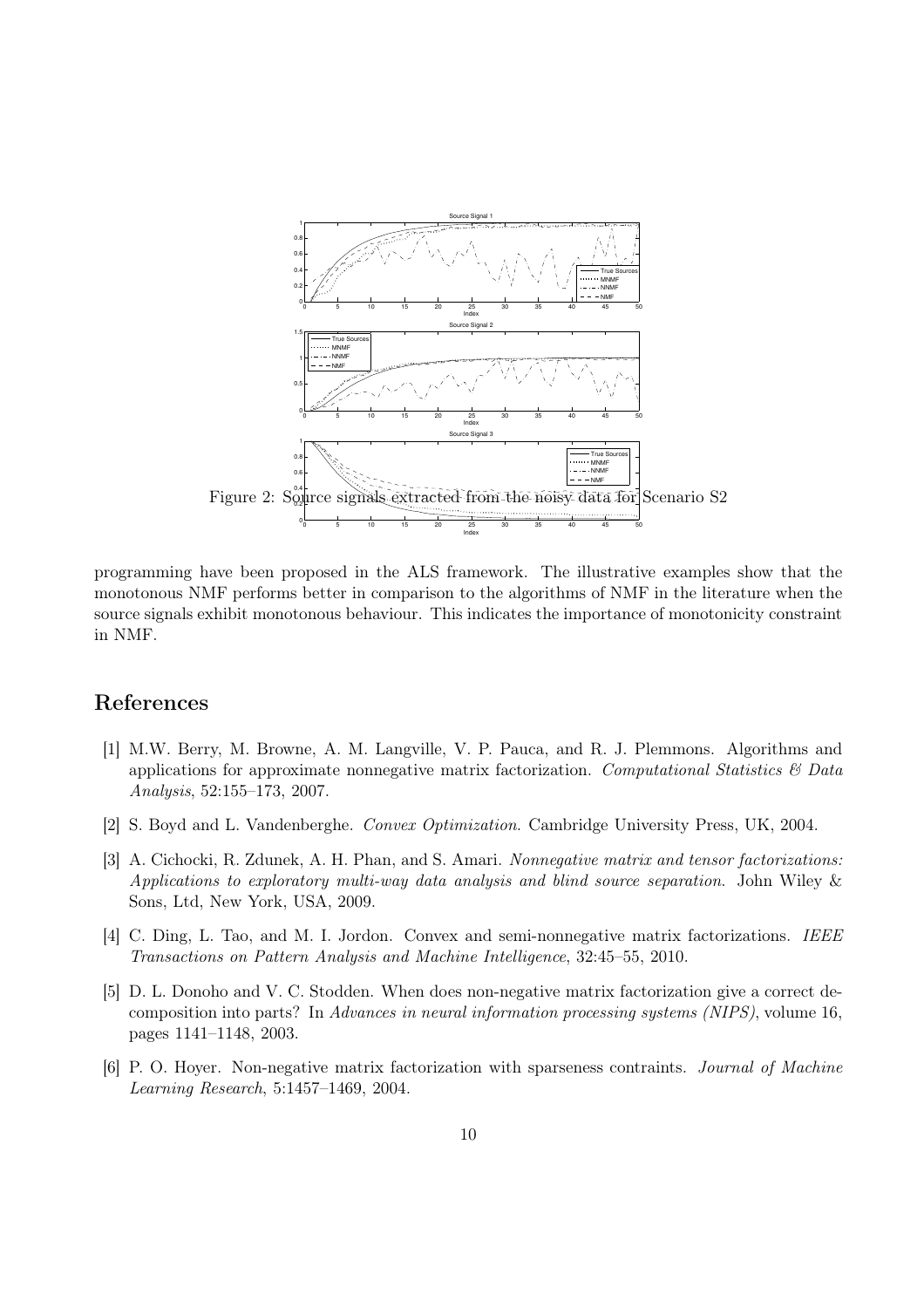Figure 2: Source signals extracted from the noisy data for Scenario S2

programming have been proposed in the ALS framework. The illustrative examples show that the monotonous NMF performs better in comparison to the algorithms of NMF in the literature when the source signals exhibit monotonous behaviour. This indicates the importance of monotonicity constraint in NMF.

## References

[1] M.W. Berry, M. Browne, A. M. Langville, V. P. Pauca, and R. J. Plemmons. Algorithms and applications for approximate nonnegative matrix factorization. *Computational Statistics & Data Analysis*, 52:155–173, 2007.

[2] S. Boyd and L. Vandenberghe. *Convex Optimization*. Cambridge University Press, UK, 2004.

[3] A. Cichocki, R. Zdunek, A. H. Phan, and S. Amari. *Nonnegative matrix and tensor factorizations: Applications to exploratory multi-way data analysis and blind source separation*. John Wiley & Sons, Ltd, New York, USA, 2009.

[4] C. Ding, L. Tao, and M. I. Jordon. Convex and semi-nonnegative matrix factorizations. *IEEE Transactions on Pattern Analysis and Machine Intelligence*, 32:45–55, 2010.

[5] D. L. Donoho and V. C. Stodden. When does non-negative matrix factorization give a correct decomposition into parts? In *Advances in neural information processing systems (NIPS)*, volume 16, pages 1141–1148, 2003.

[6] P. O. Hoyer. Non-negative matrix factorization with sparseness contraints. *Journal of Machine Learning Research*, 5:1457–1469, 2004.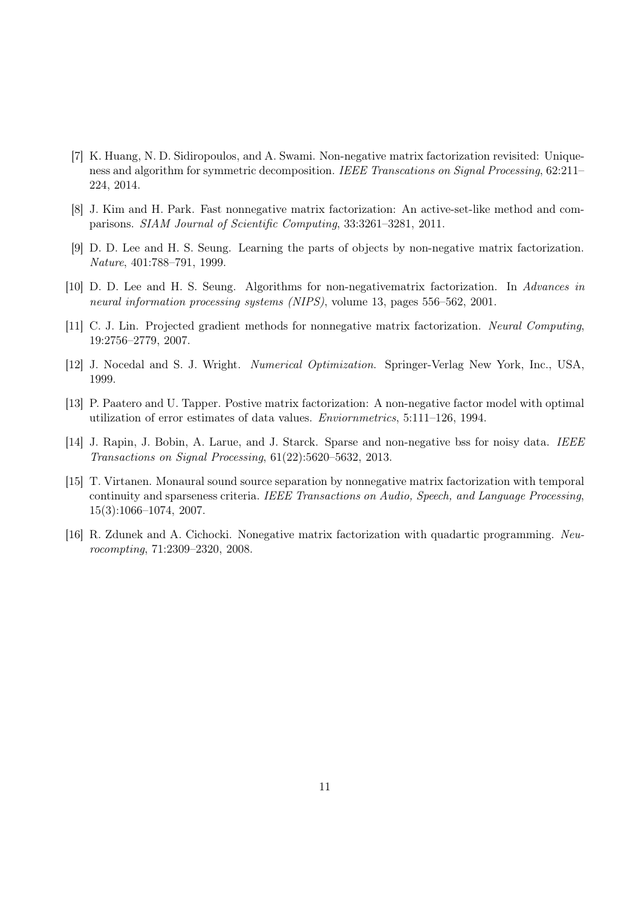[7] K. Huang, N. D. Sidiropoulos, and A. Swami. Non-negative matrix factorization revisited: Uniqueness and algorithm for symmetric decomposition. *IEEE Transcations on Signal Processing*, 62:211–224, 2014.

[8] J. Kim and H. Park. Fast nonnegative matrix factorization: An active-set-like method and comparisons. *SIAM Journal of Scientific Computing*, 33:3261–3281, 2011.

[9] D. D. Lee and H. S. Seung. Learning the parts of objects by non-negative matrix factorization. *Nature*, 401:788–791, 1999.

[10] D. D. Lee and H. S. Seung. Algorithms for non-negativematrix factorization. In *Advances in neural information processing systems (NIPS)*, volume 13, pages 556–562, 2001.

[11] C. J. Lin. Projected gradient methods for nonnegative matrix factorization. *Neural Computing*, 19:2756–2779, 2007.

[12] J. Nocedal and S. J. Wright. *Numerical Optimization*. Springer-Verlag New York, Inc., USA, 1999.

[13] P. Paatero and U. Tapper. Postive matrix factorization: A non-negative factor model with optimal utilization of error estimates of data values. *Enviornmetrics*, 5:111–126, 1994.

[14] J. Rapin, J. Bobin, A. Larue, and J. Starck. Sparse and non-negative bss for noisy data. *IEEE Transactions on Signal Processing*, 61(22):5620–5632, 2013.

[15] T. Virtanen. Monaural sound source separation by nonnegative matrix factorization with temporal continuity and sparseness criteria. *IEEE Transactions on Audio, Speech, and Language Processing*, 15(3):1066–1074, 2007.

[16] R. Zdunek and A. Cichocki. Nonegative matrix factorization with quadartic programming. *Neurocompting*, 71:2309–2320, 2008.